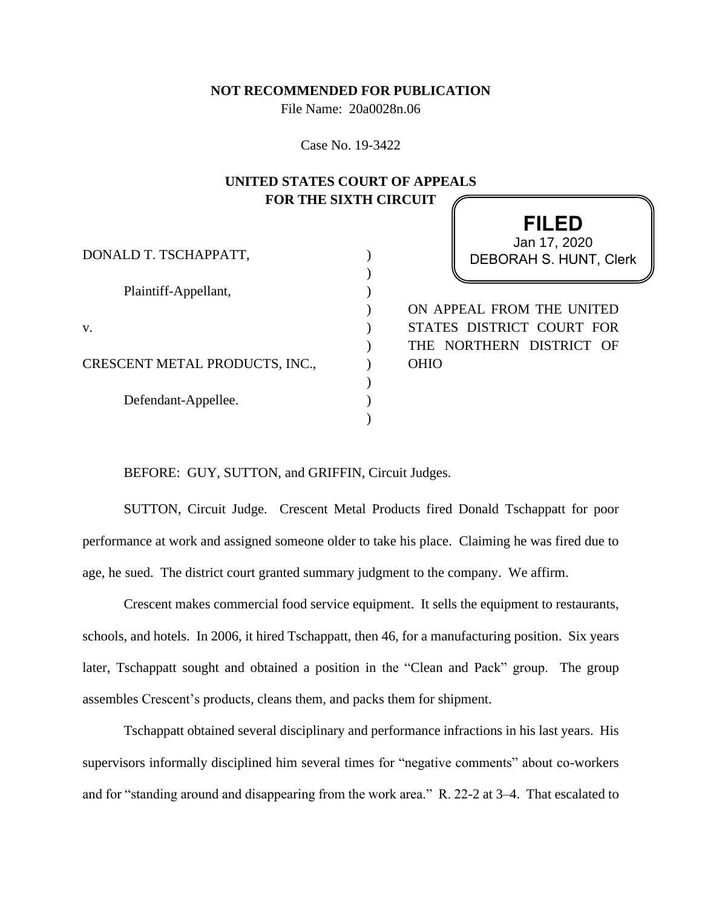**NOT RECOMMENDED FOR PUBLICATION**

File Name: 20a0028n.06

Case No. 19-3422

**UNITED STATES COURT OF APPEALS**
**FOR THE SIXTH CIRCUIT**

**FILED**
Jan 17, 2020
DEBORAH S. HUNT, Clerk

DONALD T. TSCHAPPATT,

Plaintiff-Appellant,

v.

CRESCENT METAL PRODUCTS, INC.,

Defendant-Appellee.

ON APPEAL FROM THE UNITED STATES DISTRICT COURT FOR THE NORTHERN DISTRICT OF OHIO

BEFORE: GUY, SUTTON, and GRIFFIN, Circuit Judges.

SUTTON, Circuit Judge. Crescent Metal Products fired Donald Tschappatt for poor performance at work and assigned someone older to take his place. Claiming he was fired due to age, he sued. The district court granted summary judgment to the company. We affirm.

Crescent makes commercial food service equipment. It sells the equipment to restaurants, schools, and hotels. In 2006, it hired Tschappatt, then 46, for a manufacturing position. Six years later, Tschappatt sought and obtained a position in the "Clean and Pack" group. The group assembles Crescent's products, cleans them, and packs them for shipment.

Tschappatt obtained several disciplinary and performance infractions in his last years. His supervisors informally disciplined him several times for "negative comments" about co-workers and for "standing around and disappearing from the work area." R. 22-2 at 3–4. That escalated to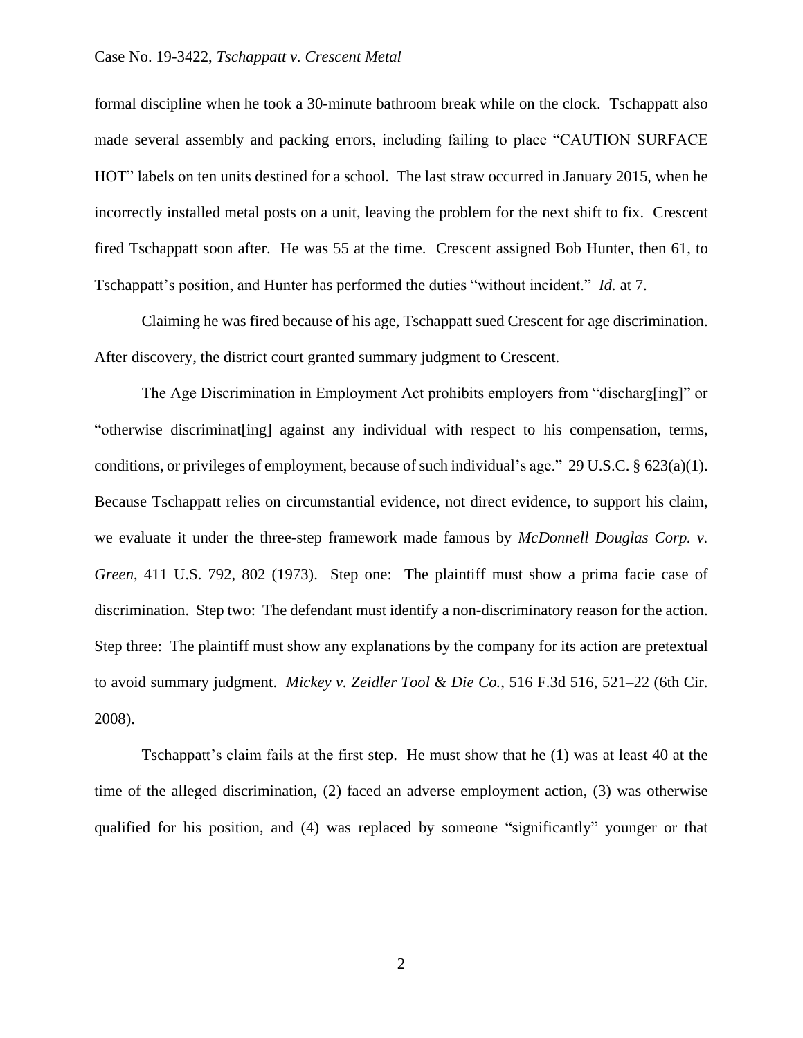formal discipline when he took a 30-minute bathroom break while on the clock. Tschappatt also made several assembly and packing errors, including failing to place "CAUTION SURFACE HOT" labels on ten units destined for a school. The last straw occurred in January 2015, when he incorrectly installed metal posts on a unit, leaving the problem for the next shift to fix. Crescent fired Tschappatt soon after. He was 55 at the time. Crescent assigned Bob Hunter, then 61, to Tschappatt's position, and Hunter has performed the duties "without incident." *Id.* at 7.

Claiming he was fired because of his age, Tschappatt sued Crescent for age discrimination. After discovery, the district court granted summary judgment to Crescent.

The Age Discrimination in Employment Act prohibits employers from "discharg[ing]" or "otherwise discriminat[ing] against any individual with respect to his compensation, terms, conditions, or privileges of employment, because of such individual's age." 29 U.S.C. § 623(a)(1). Because Tschappatt relies on circumstantial evidence, not direct evidence, to support his claim, we evaluate it under the three-step framework made famous by *McDonnell Douglas Corp. v. Green*, 411 U.S. 792, 802 (1973). Step one: The plaintiff must show a prima facie case of discrimination. Step two: The defendant must identify a non-discriminatory reason for the action. Step three: The plaintiff must show any explanations by the company for its action are pretextual to avoid summary judgment. *Mickey v. Zeidler Tool & Die Co.*, 516 F.3d 516, 521–22 (6th Cir. 2008).

Tschappatt's claim fails at the first step. He must show that he (1) was at least 40 at the time of the alleged discrimination, (2) faced an adverse employment action, (3) was otherwise qualified for his position, and (4) was replaced by someone "significantly" younger or that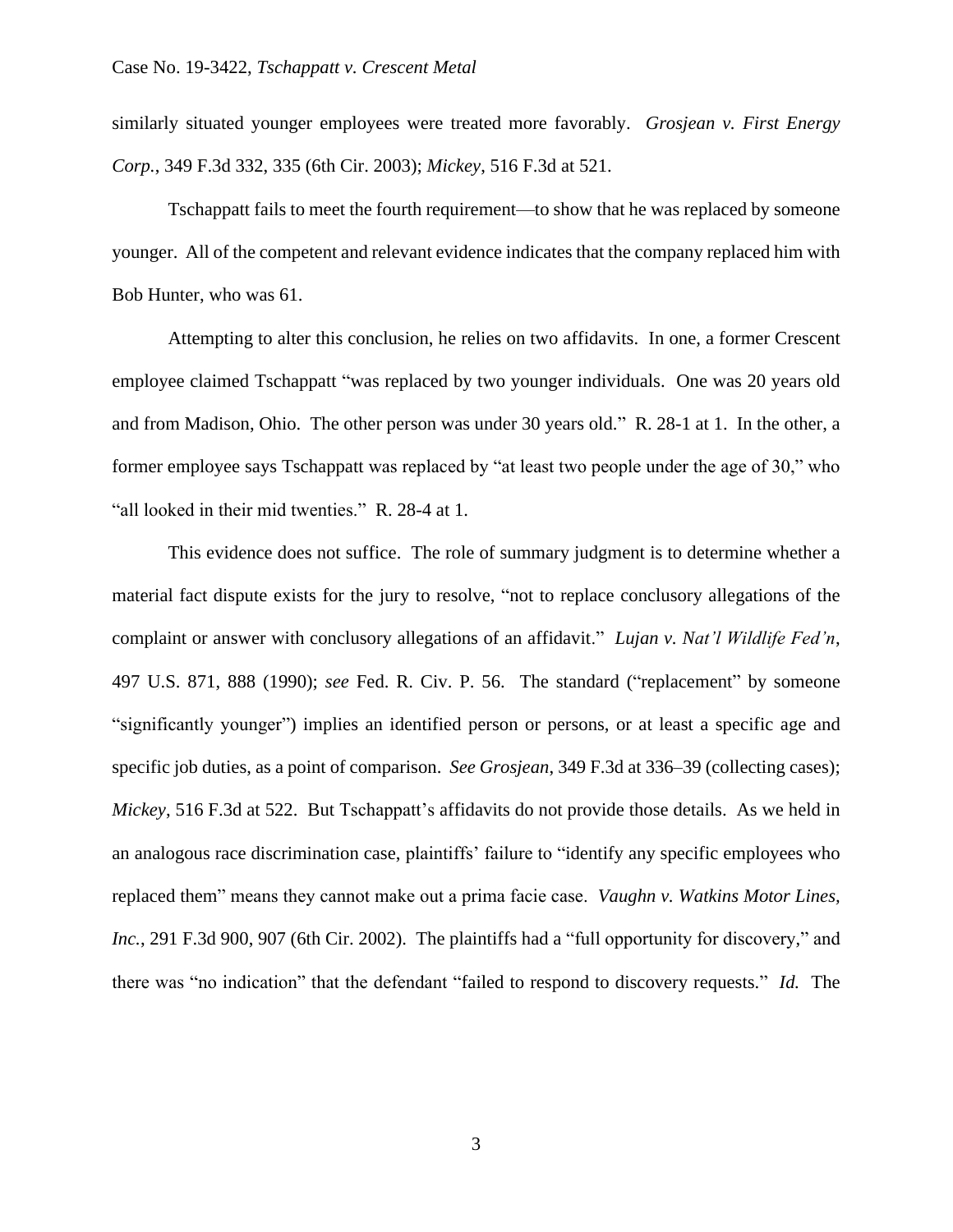similarly situated younger employees were treated more favorably. *Grosjean v. First Energy Corp.*, 349 F.3d 332, 335 (6th Cir. 2003); *Mickey*, 516 F.3d at 521.

Tschappatt fails to meet the fourth requirement—to show that he was replaced by someone younger. All of the competent and relevant evidence indicates that the company replaced him with Bob Hunter, who was 61.

Attempting to alter this conclusion, he relies on two affidavits. In one, a former Crescent employee claimed Tschappatt "was replaced by two younger individuals. One was 20 years old and from Madison, Ohio. The other person was under 30 years old." R. 28-1 at 1. In the other, a former employee says Tschappatt was replaced by "at least two people under the age of 30," who "all looked in their mid twenties." R. 28-4 at 1.

This evidence does not suffice. The role of summary judgment is to determine whether a material fact dispute exists for the jury to resolve, "not to replace conclusory allegations of the complaint or answer with conclusory allegations of an affidavit." *Lujan v. Nat'l Wildlife Fed'n*, 497 U.S. 871, 888 (1990); *see* Fed. R. Civ. P. 56. The standard ("replacement" by someone "significantly younger") implies an identified person or persons, or at least a specific age and specific job duties, as a point of comparison. *See Grosjean*, 349 F.3d at 336–39 (collecting cases); *Mickey*, 516 F.3d at 522. But Tschappatt's affidavits do not provide those details. As we held in an analogous race discrimination case, plaintiffs' failure to "identify any specific employees who replaced them" means they cannot make out a prima facie case. *Vaughn v. Watkins Motor Lines, Inc.*, 291 F.3d 900, 907 (6th Cir. 2002). The plaintiffs had a "full opportunity for discovery," and there was "no indication" that the defendant "failed to respond to discovery requests." *Id.* The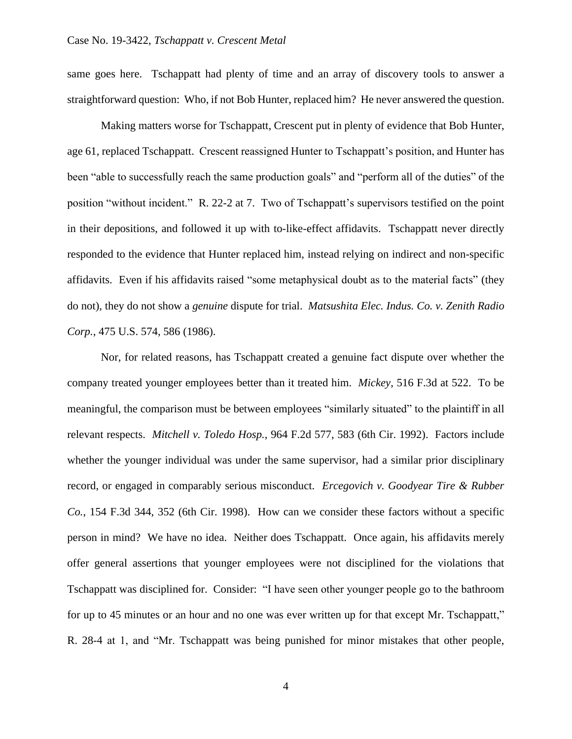same goes here. Tschappatt had plenty of time and an array of discovery tools to answer a straightforward question: Who, if not Bob Hunter, replaced him? He never answered the question.

Making matters worse for Tschappatt, Crescent put in plenty of evidence that Bob Hunter, age 61, replaced Tschappatt. Crescent reassigned Hunter to Tschappatt's position, and Hunter has been "able to successfully reach the same production goals" and "perform all of the duties" of the position "without incident." R. 22-2 at 7. Two of Tschappatt's supervisors testified on the point in their depositions, and followed it up with to-like-effect affidavits. Tschappatt never directly responded to the evidence that Hunter replaced him, instead relying on indirect and non-specific affidavits. Even if his affidavits raised "some metaphysical doubt as to the material facts" (they do not), they do not show a *genuine* dispute for trial. *Matsushita Elec. Indus. Co. v. Zenith Radio Corp.*, 475 U.S. 574, 586 (1986).

Nor, for related reasons, has Tschappatt created a genuine fact dispute over whether the company treated younger employees better than it treated him. *Mickey*, 516 F.3d at 522. To be meaningful, the comparison must be between employees "similarly situated" to the plaintiff in all relevant respects. *Mitchell v. Toledo Hosp.*, 964 F.2d 577, 583 (6th Cir. 1992). Factors include whether the younger individual was under the same supervisor, had a similar prior disciplinary record, or engaged in comparably serious misconduct. *Ercegovich v. Goodyear Tire & Rubber Co.*, 154 F.3d 344, 352 (6th Cir. 1998). How can we consider these factors without a specific person in mind? We have no idea. Neither does Tschappatt. Once again, his affidavits merely offer general assertions that younger employees were not disciplined for the violations that Tschappatt was disciplined for. Consider: "I have seen other younger people go to the bathroom for up to 45 minutes or an hour and no one was ever written up for that except Mr. Tschappatt," R. 28-4 at 1, and "Mr. Tschappatt was being punished for minor mistakes that other people,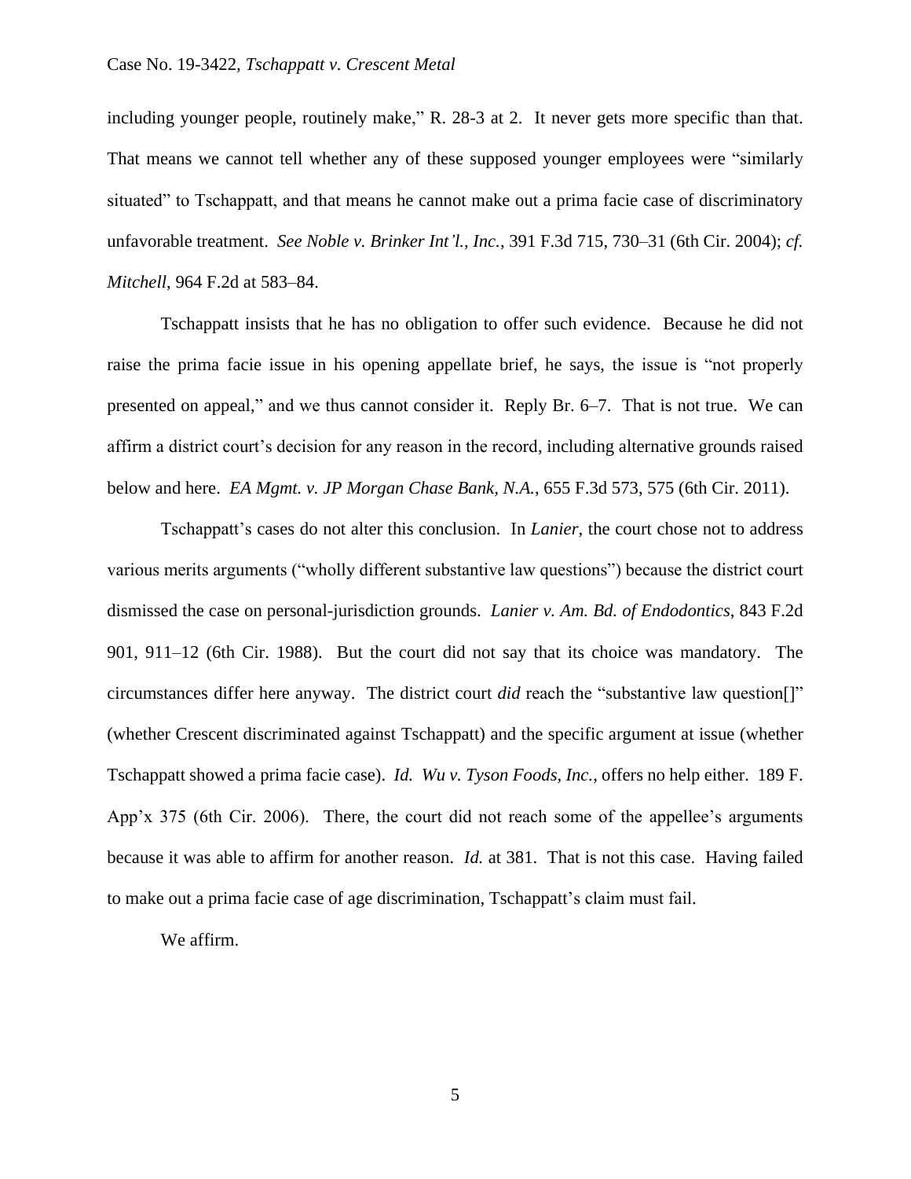including younger people, routinely make," R. 28-3 at 2. It never gets more specific than that. That means we cannot tell whether any of these supposed younger employees were "similarly situated" to Tschappatt, and that means he cannot make out a prima facie case of discriminatory unfavorable treatment. *See Noble v. Brinker Int'l., Inc.*, 391 F.3d 715, 730–31 (6th Cir. 2004); *cf. Mitchell*, 964 F.2d at 583–84.

Tschappatt insists that he has no obligation to offer such evidence. Because he did not raise the prima facie issue in his opening appellate brief, he says, the issue is "not properly presented on appeal," and we thus cannot consider it. Reply Br. 6–7. That is not true. We can affirm a district court's decision for any reason in the record, including alternative grounds raised below and here. *EA Mgmt. v. JP Morgan Chase Bank, N.A.*, 655 F.3d 573, 575 (6th Cir. 2011).

Tschappatt's cases do not alter this conclusion. In *Lanier*, the court chose not to address various merits arguments ("wholly different substantive law questions") because the district court dismissed the case on personal-jurisdiction grounds. *Lanier v. Am. Bd. of Endodontics*, 843 F.2d 901, 911–12 (6th Cir. 1988). But the court did not say that its choice was mandatory. The circumstances differ here anyway. The district court *did* reach the "substantive law question[]" (whether Crescent discriminated against Tschappatt) and the specific argument at issue (whether Tschappatt showed a prima facie case). *Id.* *Wu v. Tyson Foods, Inc.*, offers no help either. 189 F. App'x 375 (6th Cir. 2006). There, the court did not reach some of the appellee's arguments because it was able to affirm for another reason. *Id.* at 381. That is not this case. Having failed to make out a prima facie case of age discrimination, Tschappatt's claim must fail.

We affirm.